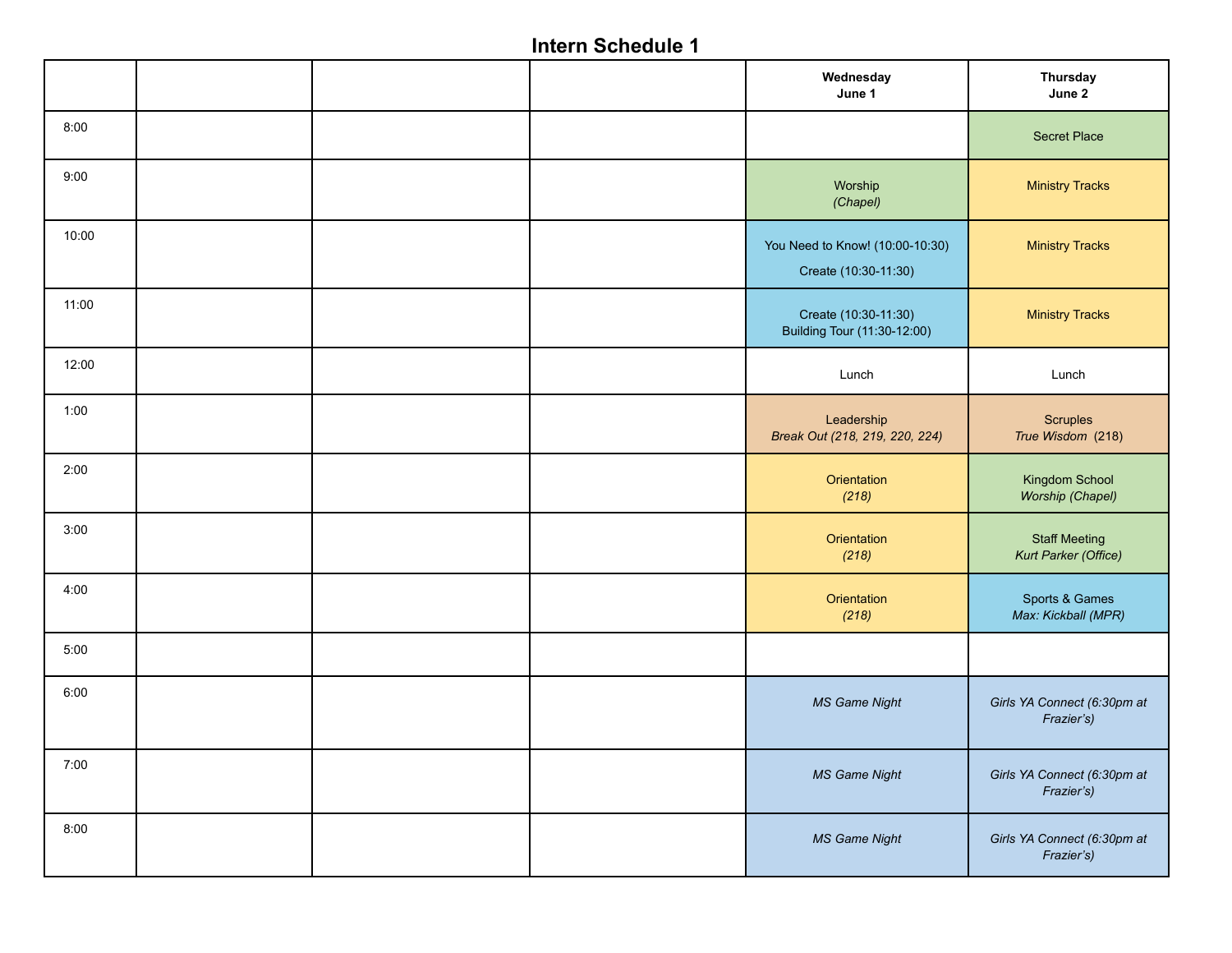# Intern Schedule 1

| | | | | Wednesday June 1 | Thursday June 2 |
|---|---|---|---|---|---|
| 8:00 | | | | | Secret Place |
| 9:00 | | | | Worship *(Chapel)* | Ministry Tracks |
| 10:00 | | | | You Need to Know! (10:00-10:30) Create (10:30-11:30) | Ministry Tracks |
| 11:00 | | | | Create (10:30-11:30) Building Tour (11:30-12:00) | Ministry Tracks |
| 12:00 | | | | Lunch | Lunch |
| 1:00 | | | | Leadership *Break Out (218, 219, 220, 224)* | Scruples *True Wisdom* (218) |
| 2:00 | | | | Orientation *(218)* | Kingdom School *Worship (Chapel)* |
| 3:00 | | | | Orientation *(218)* | Staff Meeting *Kurt Parker (Office)* |
| 4:00 | | | | Orientation *(218)* | Sports & Games *Max: Kickball (MPR)* |
| 5:00 | | | | | |
| 6:00 | | | | *MS Game Night* | *Girls YA Connect (6:30pm at Frazier's)* |
| 7:00 | | | | *MS Game Night* | *Girls YA Connect (6:30pm at Frazier's)* |
| 8:00 | | | | *MS Game Night* | *Girls YA Connect (6:30pm at Frazier's)* |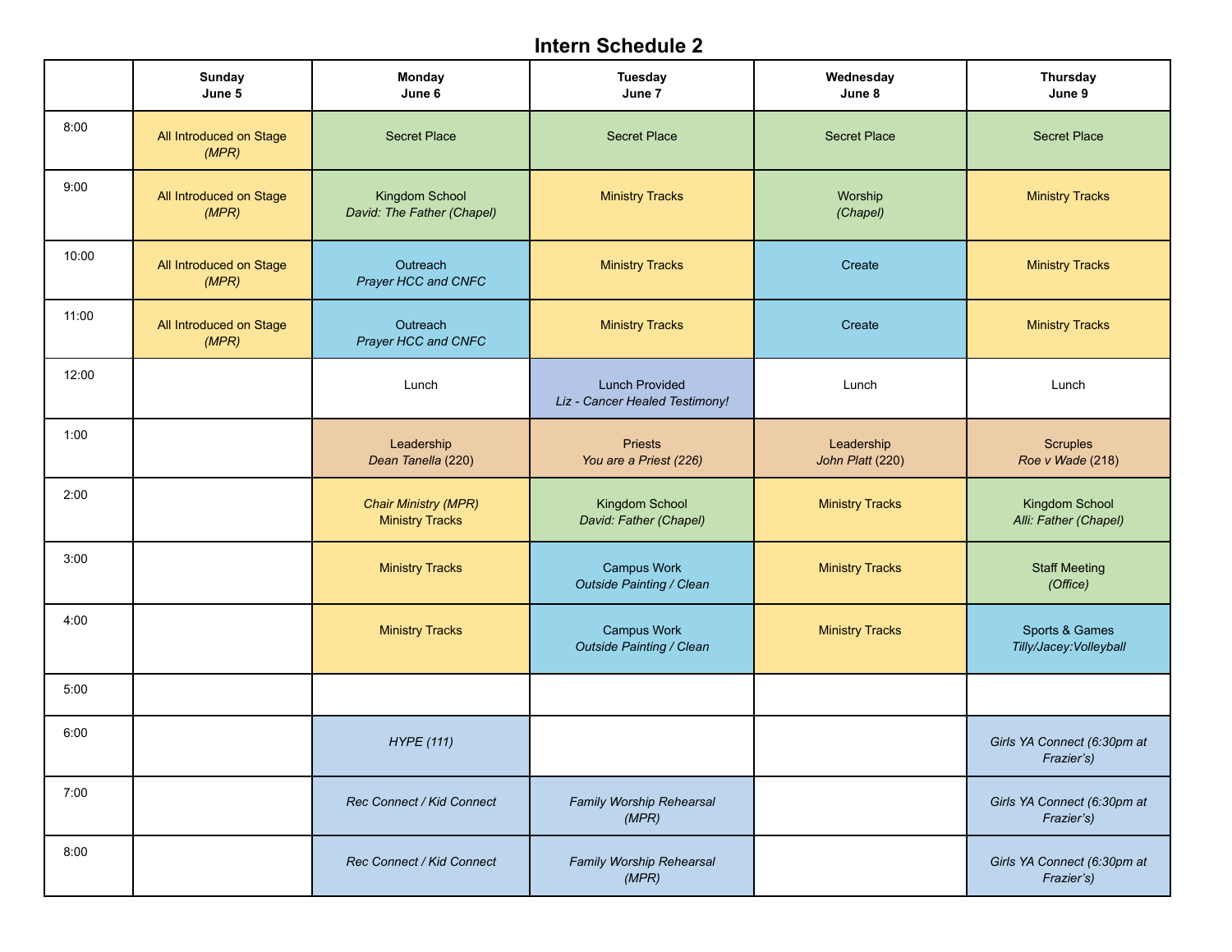# Intern Schedule 2

| | Sunday June 5 | Monday June 6 | Tuesday June 7 | Wednesday June 8 | Thursday June 9 |
|---|---|---|---|---|---|
| 8:00 | All Introduced on Stage *(MPR)* | Secret Place | Secret Place | Secret Place | Secret Place |
| 9:00 | All Introduced on Stage *(MPR)* | Kingdom School *David: The Father (Chapel)* | Ministry Tracks | Worship *(Chapel)* | Ministry Tracks |
| 10:00 | All Introduced on Stage *(MPR)* | Outreach *Prayer HCC and CNFC* | Ministry Tracks | Create | Ministry Tracks |
| 11:00 | All Introduced on Stage *(MPR)* | Outreach *Prayer HCC and CNFC* | Ministry Tracks | Create | Ministry Tracks |
| 12:00 | | Lunch | Lunch Provided *Liz - Cancer Healed Testimony!* | Lunch | Lunch |
| 1:00 | | Leadership *Dean Tanella* (220) | Priests *You are a Priest* (226) | Leadership *John Platt* (220) | Scruples *Roe v Wade* (218) |
| 2:00 | | *Chair Ministry (MPR)* Ministry Tracks | Kingdom School *David: Father (Chapel)* | Ministry Tracks | Kingdom School *Alli: Father (Chapel)* |
| 3:00 | | Ministry Tracks | Campus Work *Outside Painting / Clean* | Ministry Tracks | Staff Meeting *(Office)* |
| 4:00 | | Ministry Tracks | Campus Work *Outside Painting / Clean* | Ministry Tracks | Sports & Games *Tilly/Jacey:Volleyball* |
| 5:00 | | | | | |
| 6:00 | | *HYPE (111)* | | | *Girls YA Connect (6:30pm at Frazier's)* |
| 7:00 | | *Rec Connect / Kid Connect* | *Family Worship Rehearsal (MPR)* | | *Girls YA Connect (6:30pm at Frazier's)* |
| 8:00 | | *Rec Connect / Kid Connect* | *Family Worship Rehearsal (MPR)* | | *Girls YA Connect (6:30pm at Frazier's)* |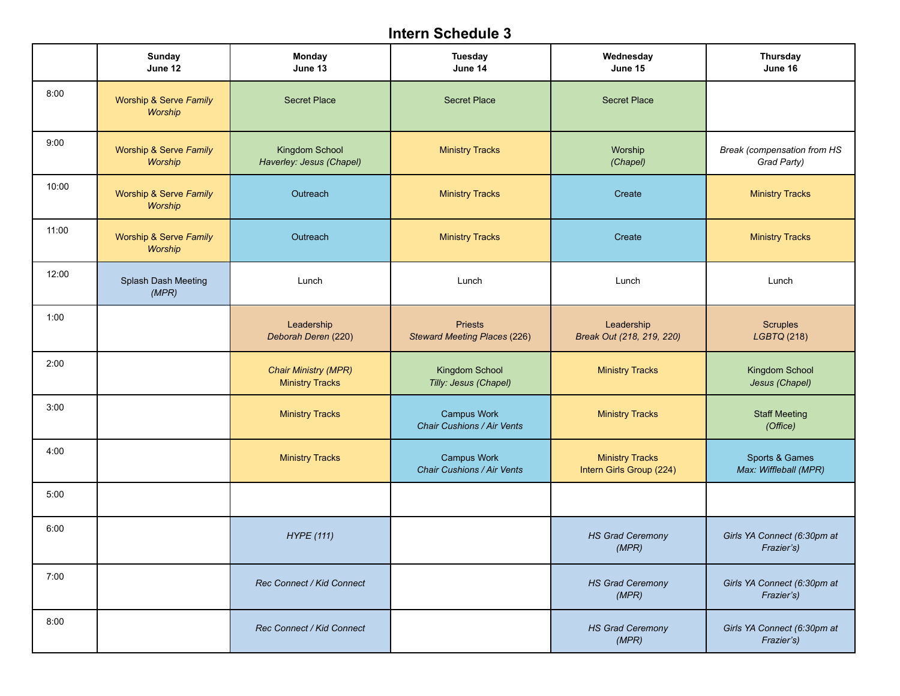# Intern Schedule 3

| | **Sunday June 12** | **Monday June 13** | **Tuesday June 14** | **Wednesday June 15** | **Thursday June 16** |
|---|---|---|---|---|---|
| 8:00 | Worship & Serve *Family Worship* | Secret Place | Secret Place | Secret Place | |
| 9:00 | Worship & Serve *Family Worship* | Kingdom School *Haverley: Jesus (Chapel)* | Ministry Tracks | Worship *(Chapel)* | *Break (compensation from HS Grad Party)* |
| 10:00 | Worship & Serve *Family Worship* | Outreach | Ministry Tracks | Create | Ministry Tracks |
| 11:00 | Worship & Serve *Family Worship* | Outreach | Ministry Tracks | Create | Ministry Tracks |
| 12:00 | Splash Dash Meeting *(MPR)* | Lunch | Lunch | Lunch | Lunch |
| 1:00 | | Leadership *Deborah Deren* (220) | Priests *Steward Meeting Places* (226) | Leadership *Break Out* (218, 219, 220) | Scruples *LGBTQ* (218) |
| 2:00 | | *Chair Ministry (MPR)* Ministry Tracks | Kingdom School *Tilly: Jesus (Chapel)* | Ministry Tracks | Kingdom School *Jesus (Chapel)* |
| 3:00 | | Ministry Tracks | Campus Work *Chair Cushions / Air Vents* | Ministry Tracks | Staff Meeting *(Office)* |
| 4:00 | | Ministry Tracks | Campus Work *Chair Cushions / Air Vents* | Ministry Tracks Intern Girls Group (224) | Sports & Games *Max: Wiffleball (MPR)* |
| 5:00 | | | | | |
| 6:00 | | *HYPE (111)* | | *HS Grad Ceremony (MPR)* | *Girls YA Connect (6:30pm at Frazier's)* |
| 7:00 | | *Rec Connect / Kid Connect* | | *HS Grad Ceremony (MPR)* | *Girls YA Connect (6:30pm at Frazier's)* |
| 8:00 | | *Rec Connect / Kid Connect* | | *HS Grad Ceremony (MPR)* | *Girls YA Connect (6:30pm at Frazier's)* |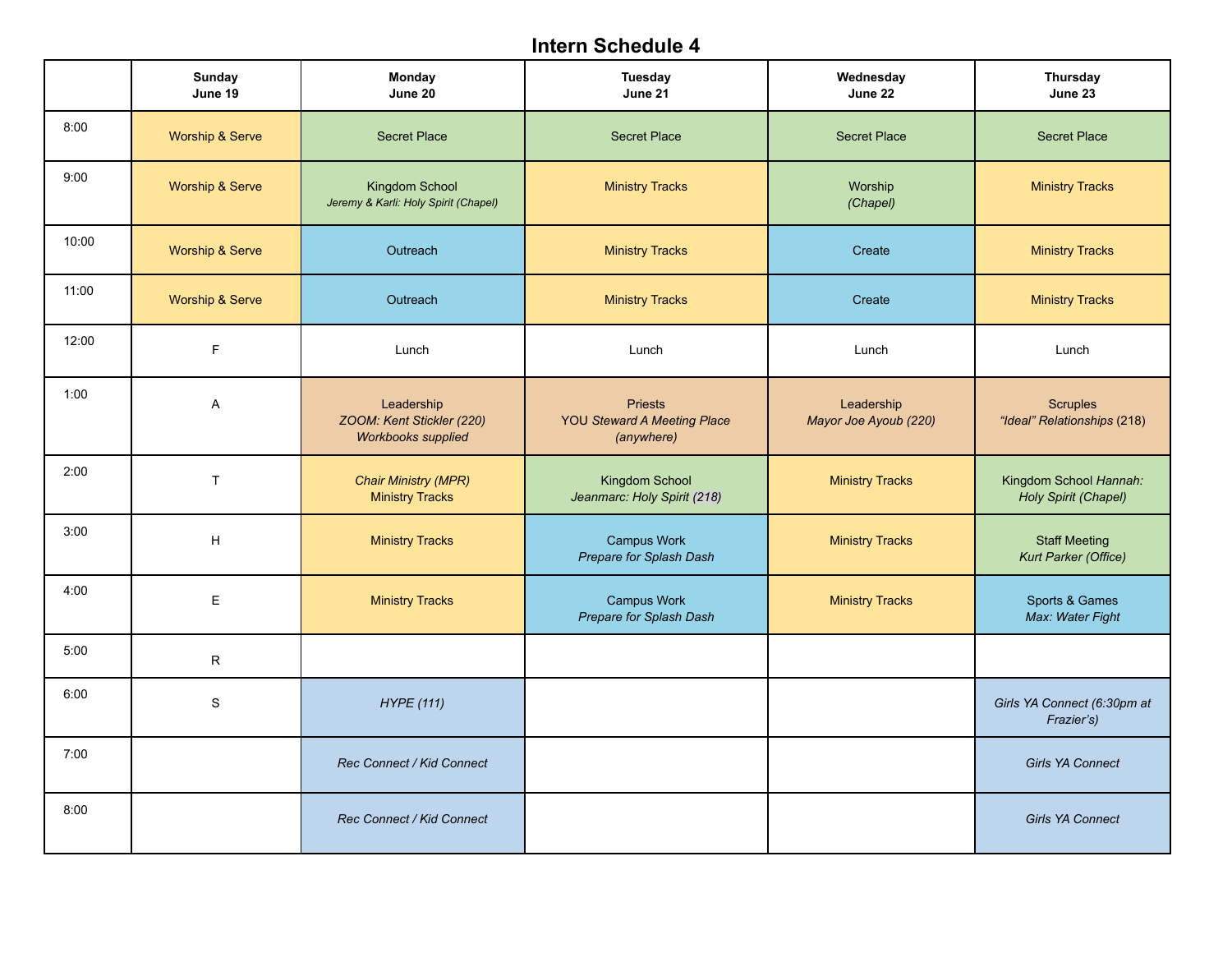# Intern Schedule 4

| | Sunday June 19 | Monday June 20 | Tuesday June 21 | Wednesday June 22 | Thursday June 23 |
|---|---|---|---|---|---|
| 8:00 | Worship & Serve | Secret Place | Secret Place | Secret Place | Secret Place |
| 9:00 | Worship & Serve | Kingdom School *Jeremy & Karli: Holy Spirit (Chapel)* | Ministry Tracks | Worship *(Chapel)* | Ministry Tracks |
| 10:00 | Worship & Serve | Outreach | Ministry Tracks | Create | Ministry Tracks |
| 11:00 | Worship & Serve | Outreach | Ministry Tracks | Create | Ministry Tracks |
| 12:00 | F | Lunch | Lunch | Lunch | Lunch |
| 1:00 | A | Leadership *ZOOM: Kent Stickler (220) Workbooks supplied* | Priests *YOU Steward A Meeting Place (anywhere)* | Leadership *Mayor Joe Ayoub (220)* | Scruples *"Ideal" Relationships* (218) |
| 2:00 | T | *Chair Ministry (MPR)* Ministry Tracks | Kingdom School *Jeanmarc: Holy Spirit (218)* | Ministry Tracks | Kingdom School *Hannah: Holy Spirit (Chapel)* |
| 3:00 | H | Ministry Tracks | Campus Work *Prepare for Splash Dash* | Ministry Tracks | Staff Meeting *Kurt Parker (Office)* |
| 4:00 | E | Ministry Tracks | Campus Work *Prepare for Splash Dash* | Ministry Tracks | Sports & Games *Max: Water Fight* |
| 5:00 | R | | | | |
| 6:00 | S | *HYPE (111)* | | | *Girls YA Connect (6:30pm at Frazier's)* |
| 7:00 | | *Rec Connect / Kid Connect* | | | *Girls YA Connect* |
| 8:00 | | *Rec Connect / Kid Connect* | | | *Girls YA Connect* |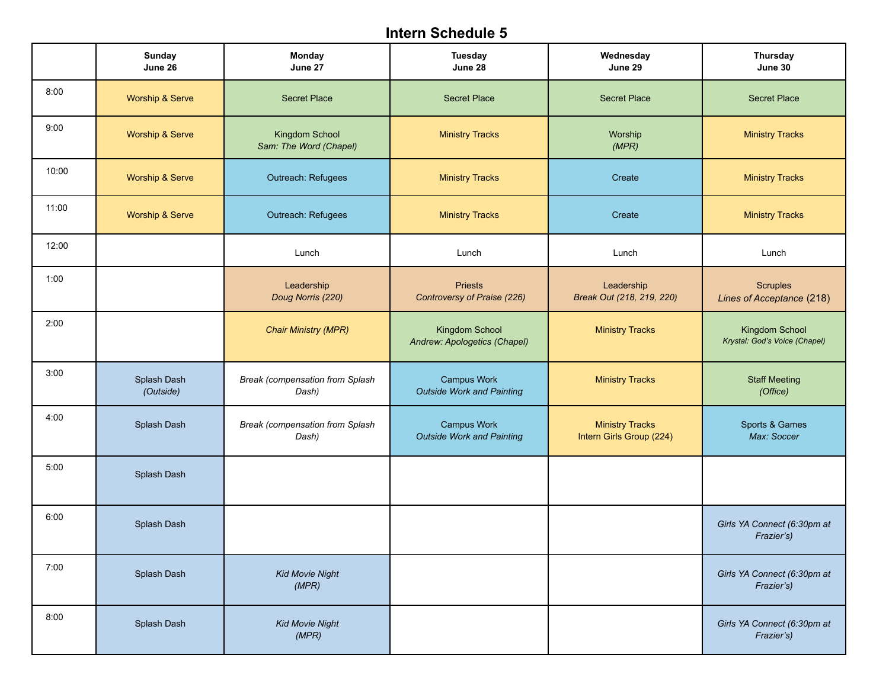# Intern Schedule 5

| | Sunday<br>June 26 | Monday<br>June 27 | Tuesday<br>June 28 | Wednesday<br>June 29 | Thursday<br>June 30 |
|---|---|---|---|---|---|
| 8:00 | Worship & Serve | Secret Place | Secret Place | Secret Place | Secret Place |
| 9:00 | Worship & Serve | Kingdom School<br>*Sam: The Word (Chapel)* | Ministry Tracks | Worship<br>*(MPR)* | Ministry Tracks |
| 10:00 | Worship & Serve | Outreach: Refugees | Ministry Tracks | Create | Ministry Tracks |
| 11:00 | Worship & Serve | Outreach: Refugees | Ministry Tracks | Create | Ministry Tracks |
| 12:00 | | Lunch | Lunch | Lunch | Lunch |
| 1:00 | | Leadership<br>*Doug Norris (220)* | Priests<br>*Controversy of Praise (226)* | Leadership<br>*Break Out (218, 219, 220)* | Scruples<br>*Lines of Acceptance* (218) |
| 2:00 | | *Chair Ministry (MPR)* | Kingdom School<br>*Andrew: Apologetics (Chapel)* | Ministry Tracks | Kingdom School<br>*Krystal: God's Voice (Chapel)* |
| 3:00 | Splash Dash<br>*(Outside)* | *Break (compensation from Splash Dash)* | Campus Work<br>*Outside Work and Painting* | Ministry Tracks | Staff Meeting<br>*(Office)* |
| 4:00 | Splash Dash | *Break (compensation from Splash Dash)* | Campus Work<br>*Outside Work and Painting* | Ministry Tracks<br>Intern Girls Group (224) | Sports & Games<br>*Max: Soccer* |
| 5:00 | Splash Dash | | | | |
| 6:00 | Splash Dash | | | | *Girls YA Connect (6:30pm at Frazier's)* |
| 7:00 | Splash Dash | *Kid Movie Night<br>(MPR)* | | | *Girls YA Connect (6:30pm at Frazier's)* |
| 8:00 | Splash Dash | *Kid Movie Night<br>(MPR)* | | | *Girls YA Connect (6:30pm at Frazier's)* |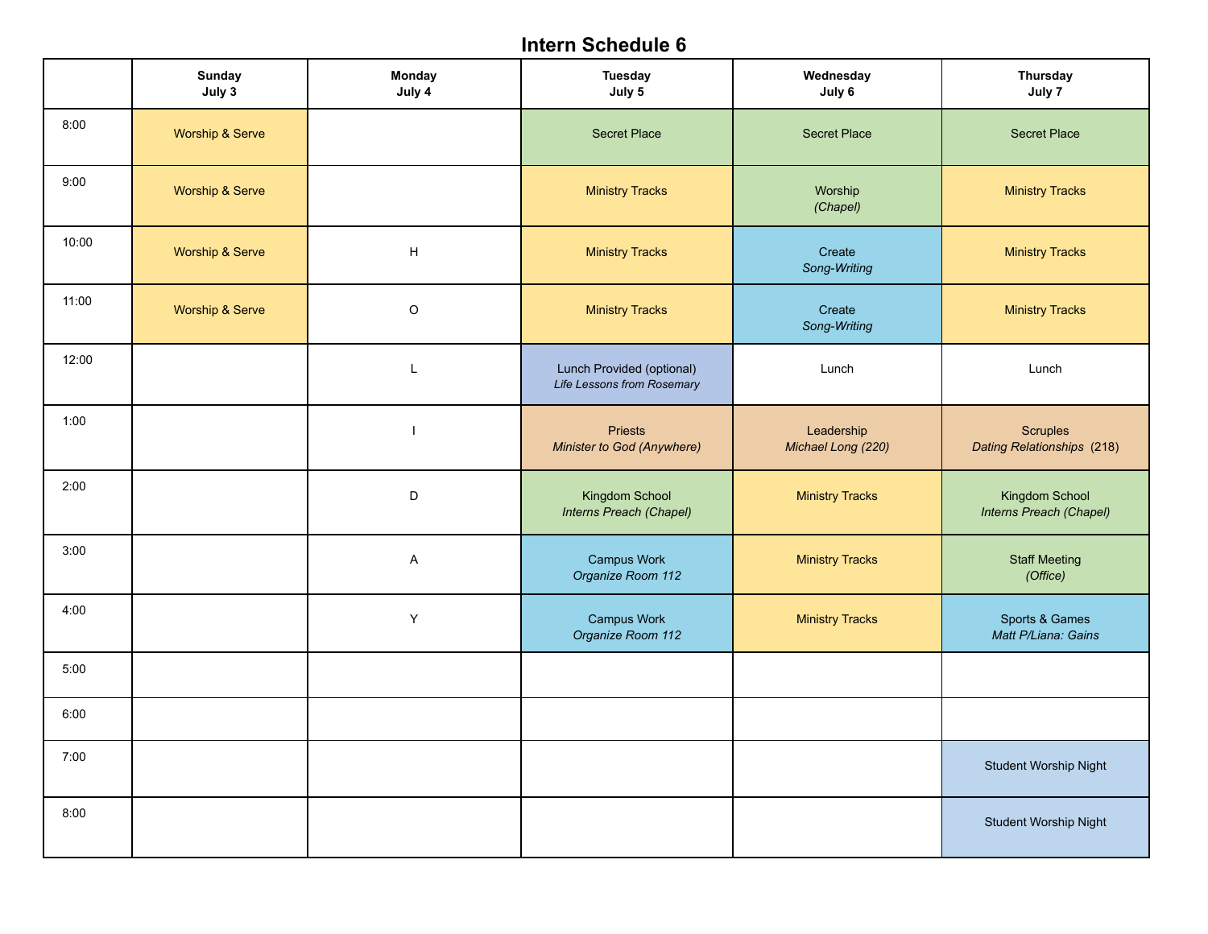# Intern Schedule 6

| | Sunday July 3 | Monday July 4 | Tuesday July 5 | Wednesday July 6 | Thursday July 7 |
|---|---|---|---|---|---|
| 8:00 | Worship & Serve | | Secret Place | Secret Place | Secret Place |
| 9:00 | Worship & Serve | | Ministry Tracks | Worship *(Chapel)* | Ministry Tracks |
| 10:00 | Worship & Serve | H | Ministry Tracks | Create *Song-Writing* | Ministry Tracks |
| 11:00 | Worship & Serve | O | Ministry Tracks | Create *Song-Writing* | Ministry Tracks |
| 12:00 | | L | Lunch Provided (optional) *Life Lessons from Rosemary* | Lunch | Lunch |
| 1:00 | | I | Priests *Minister to God (Anywhere)* | Leadership *Michael Long (220)* | Scruples *Dating Relationships* (218) |
| 2:00 | | D | Kingdom School *Interns Preach (Chapel)* | Ministry Tracks | Kingdom School *Interns Preach (Chapel)* |
| 3:00 | | A | Campus Work *Organize Room 112* | Ministry Tracks | Staff Meeting *(Office)* |
| 4:00 | | Y | Campus Work *Organize Room 112* | Ministry Tracks | Sports & Games *Matt P/Liana: Gains* |
| 5:00 | | | | | |
| 6:00 | | | | | |
| 7:00 | | | | | Student Worship Night |
| 8:00 | | | | | Student Worship Night |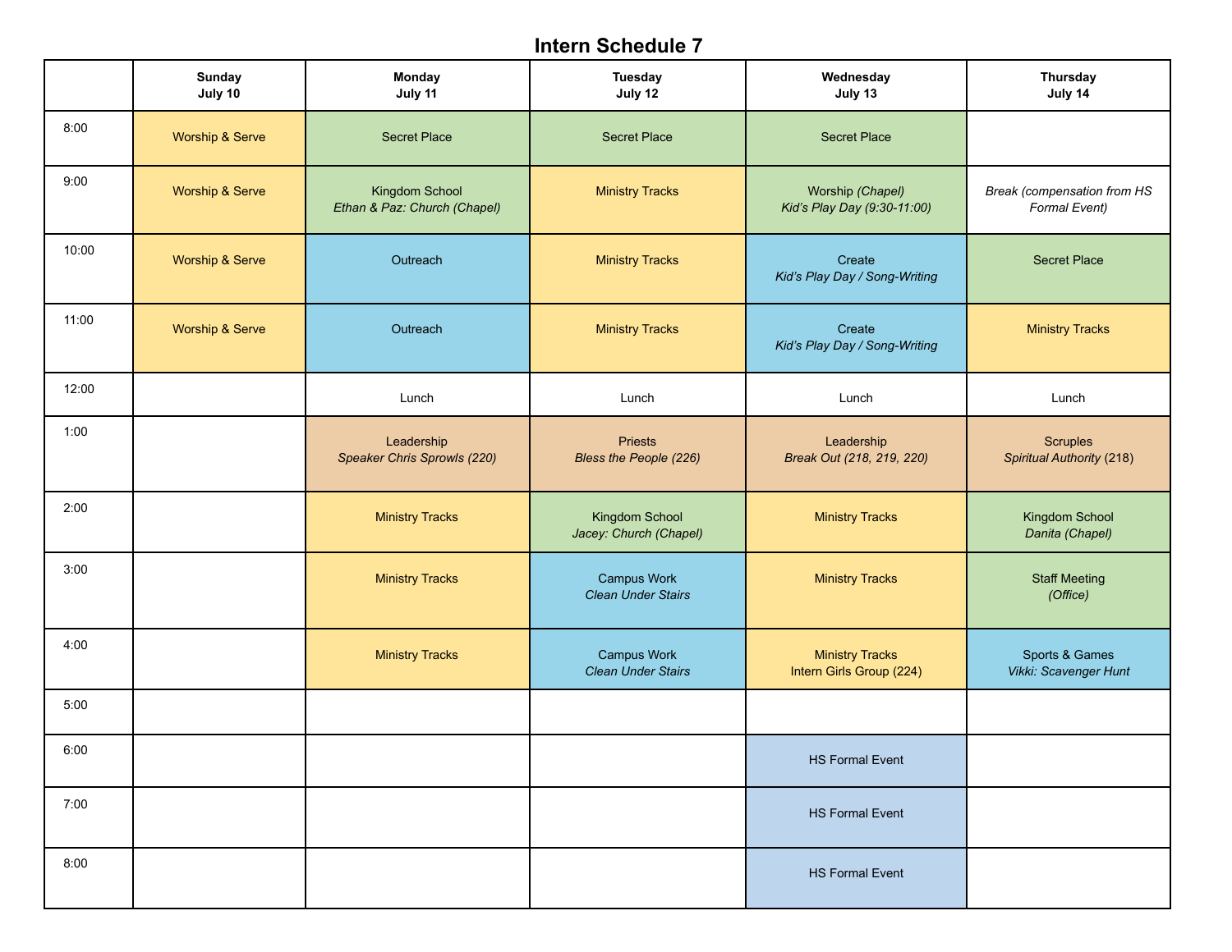# Intern Schedule 7

| | Sunday<br>July 10 | Monday<br>July 11 | Tuesday<br>July 12 | Wednesday<br>July 13 | Thursday<br>July 14 |
|---|---|---|---|---|---|
| 8:00 | Worship & Serve | Secret Place | Secret Place | Secret Place | |
| 9:00 | Worship & Serve | Kingdom School<br>*Ethan & Paz: Church (Chapel)* | Ministry Tracks | Worship *(Chapel)*<br>*Kid's Play Day (9:30-11:00)* | *Break (compensation from HS Formal Event)* |
| 10:00 | Worship & Serve | Outreach | Ministry Tracks | Create<br>*Kid's Play Day / Song-Writing* | Secret Place |
| 11:00 | Worship & Serve | Outreach | Ministry Tracks | Create<br>*Kid's Play Day / Song-Writing* | Ministry Tracks |
| 12:00 | | Lunch | Lunch | Lunch | Lunch |
| 1:00 | | Leadership<br>*Speaker Chris Sprowls (220)* | Priests<br>*Bless the People (226)* | Leadership<br>*Break Out (218, 219, 220)* | Scruples<br>*Spiritual Authority (218)* |
| 2:00 | | Ministry Tracks | Kingdom School<br>*Jacey: Church (Chapel)* | Ministry Tracks | Kingdom School<br>*Danita (Chapel)* |
| 3:00 | | Ministry Tracks | Campus Work<br>*Clean Under Stairs* | Ministry Tracks | Staff Meeting<br>*(Office)* |
| 4:00 | | Ministry Tracks | Campus Work<br>*Clean Under Stairs* | Ministry Tracks<br>Intern Girls Group (224) | Sports & Games<br>*Vikki: Scavenger Hunt* |
| 5:00 | | | | | |
| 6:00 | | | | HS Formal Event | |
| 7:00 | | | | HS Formal Event | |
| 8:00 | | | | HS Formal Event | |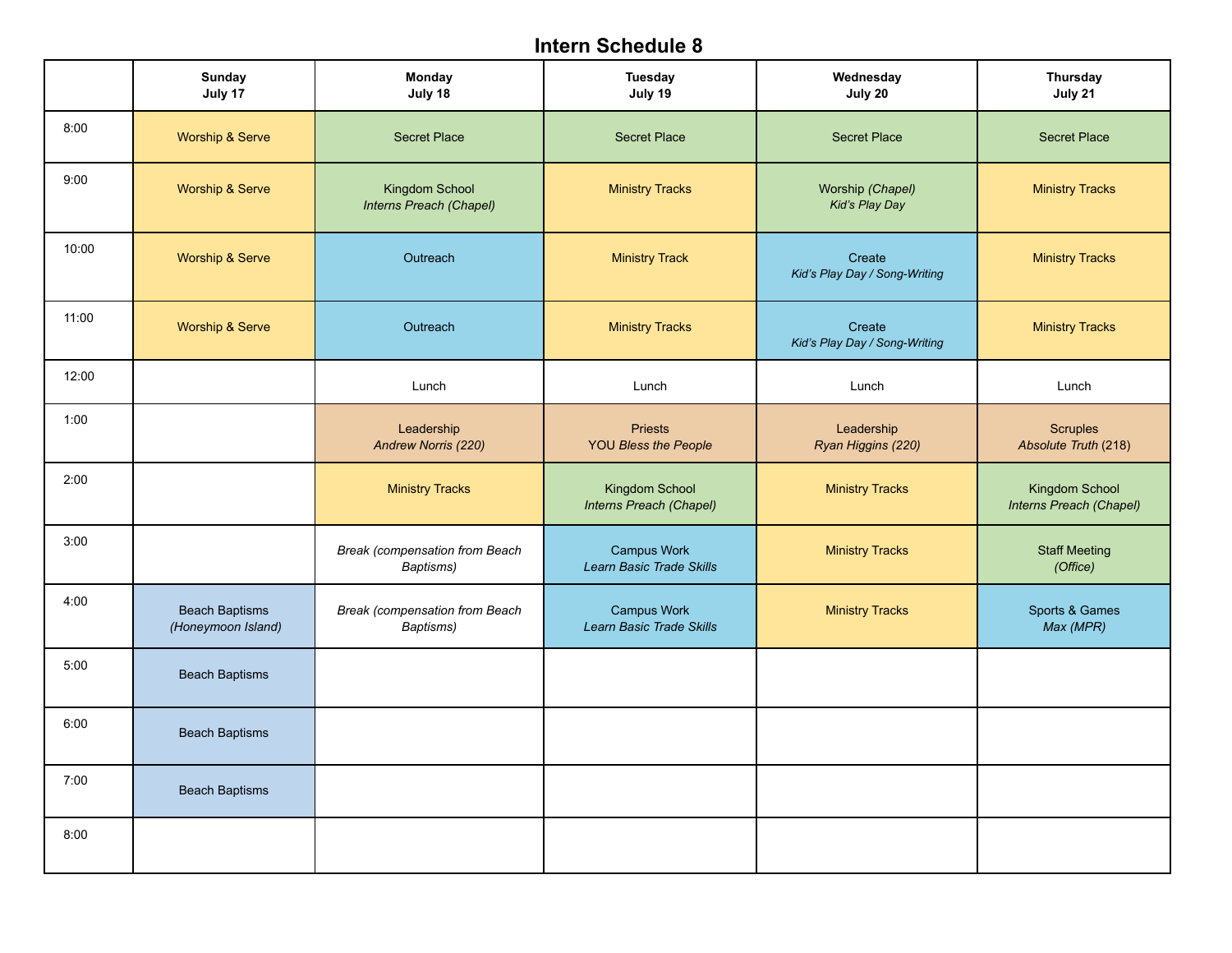# Intern Schedule 8

| | Sunday July 17 | Monday July 18 | Tuesday July 19 | Wednesday July 20 | Thursday July 21 |
|---|---|---|---|---|---|
| 8:00 | Worship & Serve | Secret Place | Secret Place | Secret Place | Secret Place |
| 9:00 | Worship & Serve | Kingdom School *Interns Preach (Chapel)* | Ministry Tracks | Worship *(Chapel)* *Kid's Play Day* | Ministry Tracks |
| 10:00 | Worship & Serve | Outreach | Ministry Track | Create *Kid's Play Day / Song-Writing* | Ministry Tracks |
| 11:00 | Worship & Serve | Outreach | Ministry Tracks | Create *Kid's Play Day / Song-Writing* | Ministry Tracks |
| 12:00 | | Lunch | Lunch | Lunch | Lunch |
| 1:00 | | Leadership *Andrew Norris (220)* | Priests YOU *Bless the People* | Leadership *Ryan Higgins (220)* | Scruples *Absolute Truth* (218) |
| 2:00 | | Ministry Tracks | Kingdom School *Interns Preach (Chapel)* | Ministry Tracks | Kingdom School *Interns Preach (Chapel)* |
| 3:00 | | *Break (compensation from Beach Baptisms)* | Campus Work *Learn Basic Trade Skills* | Ministry Tracks | Staff Meeting *(Office)* |
| 4:00 | Beach Baptisms *(Honeymoon Island)* | *Break (compensation from Beach Baptisms)* | Campus Work *Learn Basic Trade Skills* | Ministry Tracks | Sports & Games *Max (MPR)* |
| 5:00 | Beach Baptisms | | | | |
| 6:00 | Beach Baptisms | | | | |
| 7:00 | Beach Baptisms | | | | |
| 8:00 | | | | | |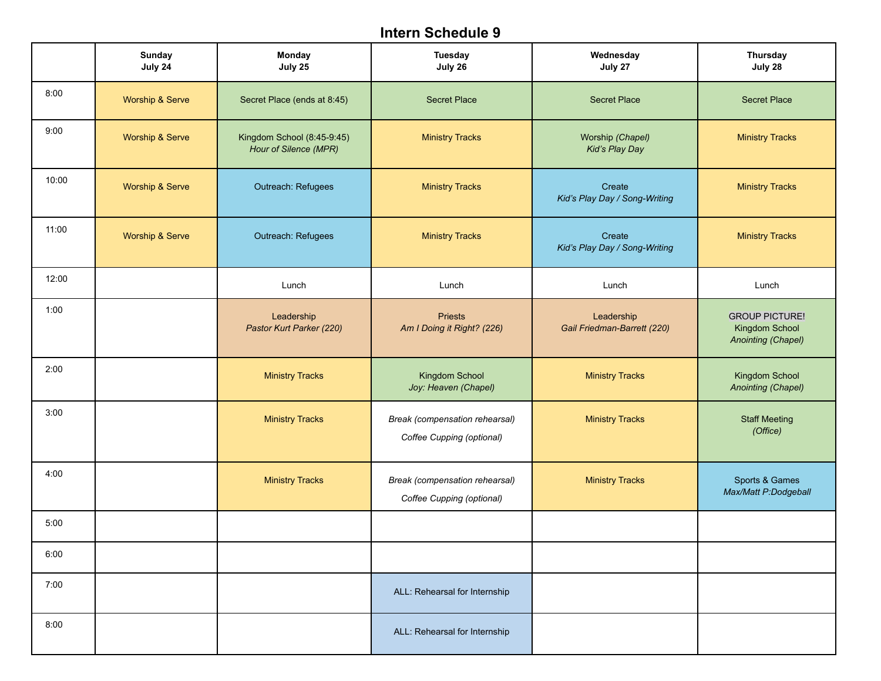# Intern Schedule 9

| | Sunday July 24 | Monday July 25 | Tuesday July 26 | Wednesday July 27 | Thursday July 28 |
|---|---|---|---|---|---|
| 8:00 | Worship & Serve | Secret Place (ends at 8:45) | Secret Place | Secret Place | Secret Place |
| 9:00 | Worship & Serve | Kingdom School (8:45-9:45) *Hour of Silence (MPR)* | Ministry Tracks | Worship *(Chapel)* *Kid's Play Day* | Ministry Tracks |
| 10:00 | Worship & Serve | Outreach: Refugees | Ministry Tracks | Create *Kid's Play Day / Song-Writing* | Ministry Tracks |
| 11:00 | Worship & Serve | Outreach: Refugees | Ministry Tracks | Create *Kid's Play Day / Song-Writing* | Ministry Tracks |
| 12:00 | | Lunch | Lunch | Lunch | Lunch |
| 1:00 | | Leadership *Pastor Kurt Parker (220)* | Priests *Am I Doing it Right? (226)* | Leadership *Gail Friedman-Barrett (220)* | GROUP PICTURE! Kingdom School *Anointing (Chapel)* |
| 2:00 | | Ministry Tracks | Kingdom School *Joy: Heaven (Chapel)* | Ministry Tracks | Kingdom School *Anointing (Chapel)* |
| 3:00 | | Ministry Tracks | *Break (compensation rehearsal)* *Coffee Cupping (optional)* | Ministry Tracks | Staff Meeting *(Office)* |
| 4:00 | | Ministry Tracks | *Break (compensation rehearsal)* *Coffee Cupping (optional)* | Ministry Tracks | Sports & Games *Max/Matt P:Dodgeball* |
| 5:00 | | | | | |
| 6:00 | | | | | |
| 7:00 | | | ALL: Rehearsal for Internship | | |
| 8:00 | | | ALL: Rehearsal for Internship | | |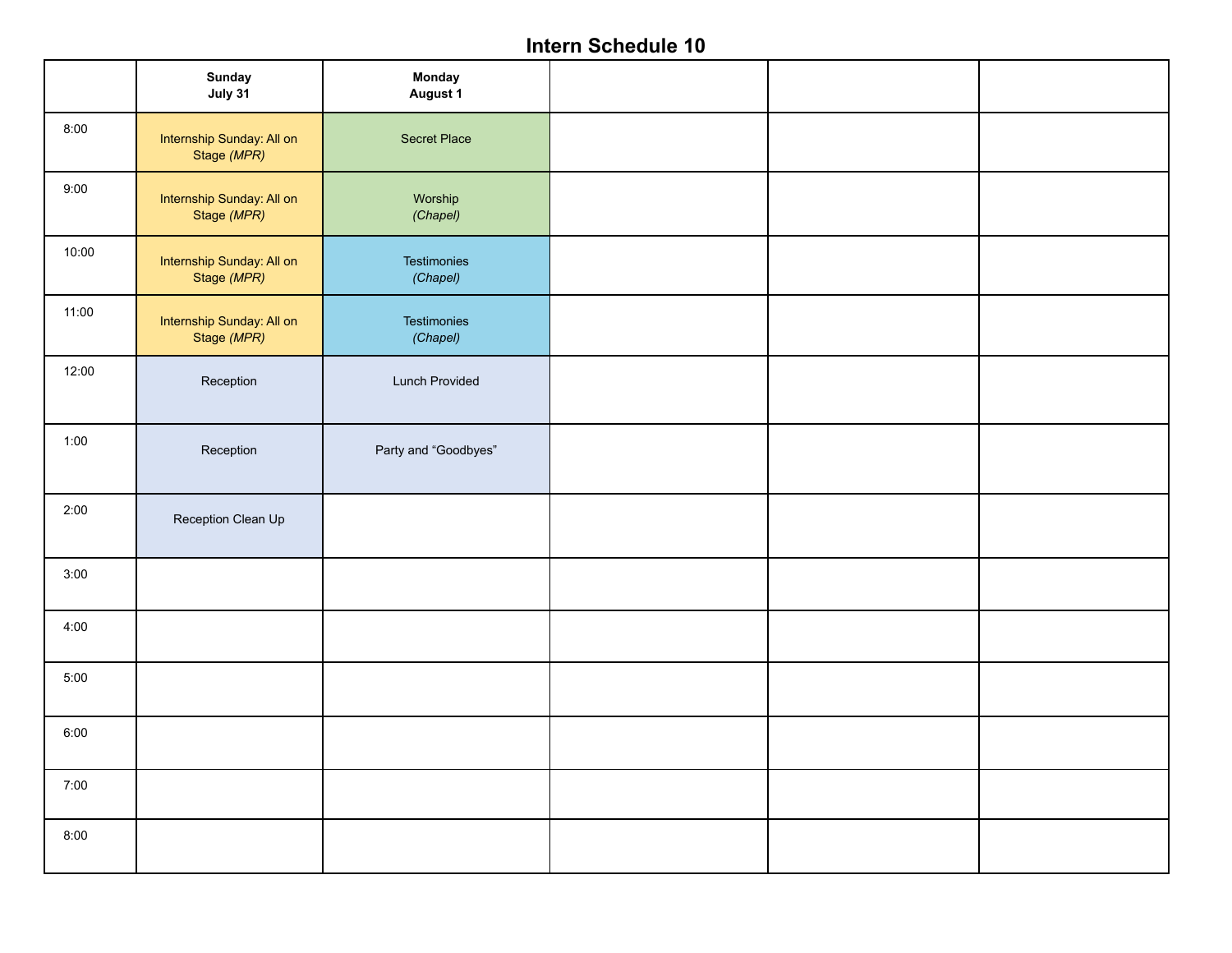# Intern Schedule 10

| | Sunday July 31 | Monday August 1 | | | |
|---|---|---|---|---|---|
| 8:00 | Internship Sunday: All on Stage *(MPR)* | Secret Place | | | |
| 9:00 | Internship Sunday: All on Stage *(MPR)* | Worship *(Chapel)* | | | |
| 10:00 | Internship Sunday: All on Stage *(MPR)* | Testimonies *(Chapel)* | | | |
| 11:00 | Internship Sunday: All on Stage *(MPR)* | Testimonies *(Chapel)* | | | |
| 12:00 | Reception | Lunch Provided | | | |
| 1:00 | Reception | Party and "Goodbyes" | | | |
| 2:00 | Reception Clean Up | | | | |
| 3:00 | | | | | |
| 4:00 | | | | | |
| 5:00 | | | | | |
| 6:00 | | | | | |
| 7:00 | | | | | |
| 8:00 | | | | | |